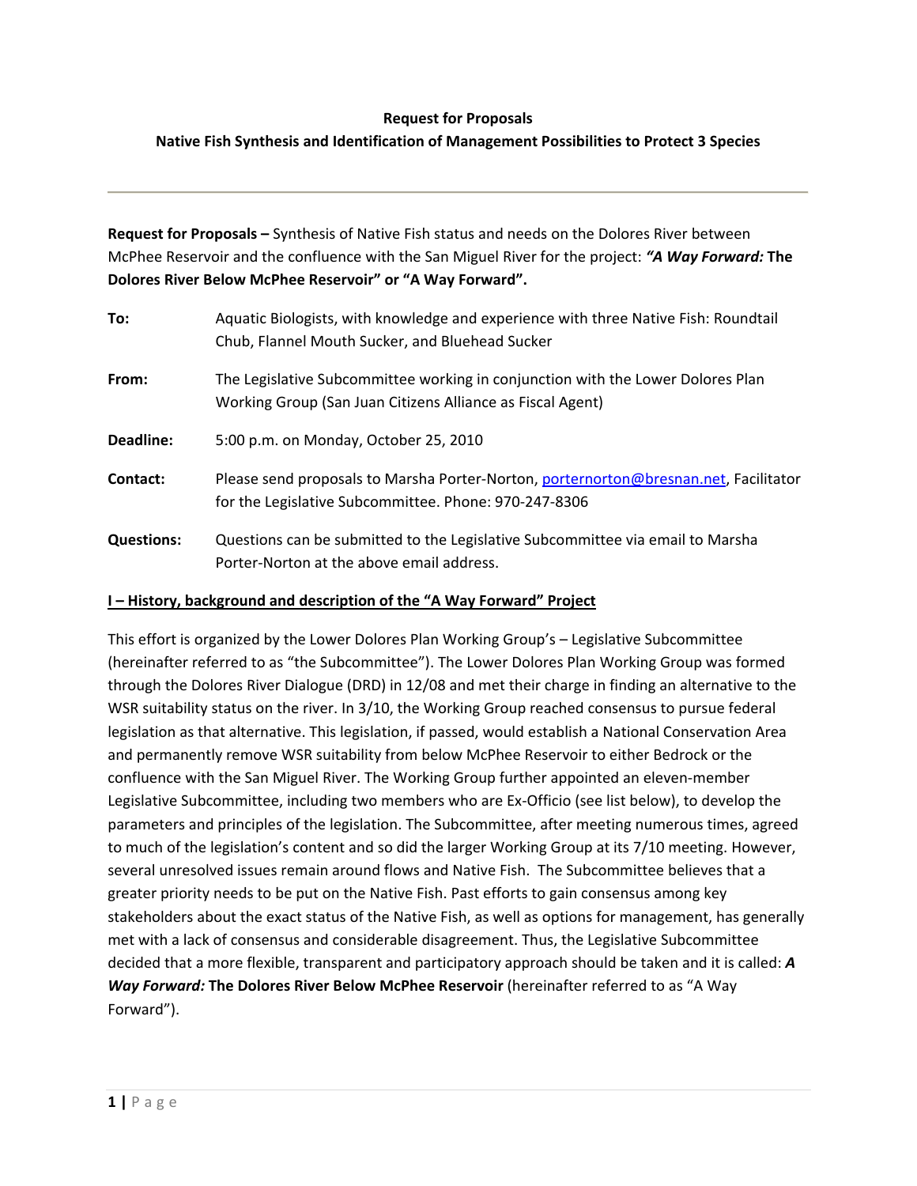**Request for Proposals**

**Native Fish Synthesis and Identification of Management Possibilities to Protect 3 Species**

---

**Request for Proposals –** Synthesis of Native Fish status and needs on the Dolores River between McPhee Reservoir and the confluence with the San Miguel River for the project: ***"A Way Forward:*** **The Dolores River Below McPhee Reservoir" or "A Way Forward".**

| | |
|---|---|
| **To:** | Aquatic Biologists, with knowledge and experience with three Native Fish: Roundtail Chub, Flannel Mouth Sucker, and Bluehead Sucker |
| **From:** | The Legislative Subcommittee working in conjunction with the Lower Dolores Plan Working Group (San Juan Citizens Alliance as Fiscal Agent) |
| **Deadline:** | 5:00 p.m. on Monday, October 25, 2010 |
| **Contact:** | Please send proposals to Marsha Porter-Norton, porternorton@bresnan.net, Facilitator for the Legislative Subcommittee. Phone: 970-247-8306 |
| **Questions:** | Questions can be submitted to the Legislative Subcommittee via email to Marsha Porter-Norton at the above email address. |

## I – History, background and description of the "A Way Forward" Project

This effort is organized by the Lower Dolores Plan Working Group's – Legislative Subcommittee (hereinafter referred to as "the Subcommittee"). The Lower Dolores Plan Working Group was formed through the Dolores River Dialogue (DRD) in 12/08 and met their charge in finding an alternative to the WSR suitability status on the river. In 3/10, the Working Group reached consensus to pursue federal legislation as that alternative. This legislation, if passed, would establish a National Conservation Area and permanently remove WSR suitability from below McPhee Reservoir to either Bedrock or the confluence with the San Miguel River. The Working Group further appointed an eleven-member Legislative Subcommittee, including two members who are Ex-Officio (see list below), to develop the parameters and principles of the legislation. The Subcommittee, after meeting numerous times, agreed to much of the legislation's content and so did the larger Working Group at its 7/10 meeting. However, several unresolved issues remain around flows and Native Fish. The Subcommittee believes that a greater priority needs to be put on the Native Fish. Past efforts to gain consensus among key stakeholders about the exact status of the Native Fish, as well as options for management, has generally met with a lack of consensus and considerable disagreement. Thus, the Legislative Subcommittee decided that a more flexible, transparent and participatory approach should be taken and it is called: ***A Way Forward:*** **The Dolores River Below McPhee Reservoir** (hereinafter referred to as "A Way Forward").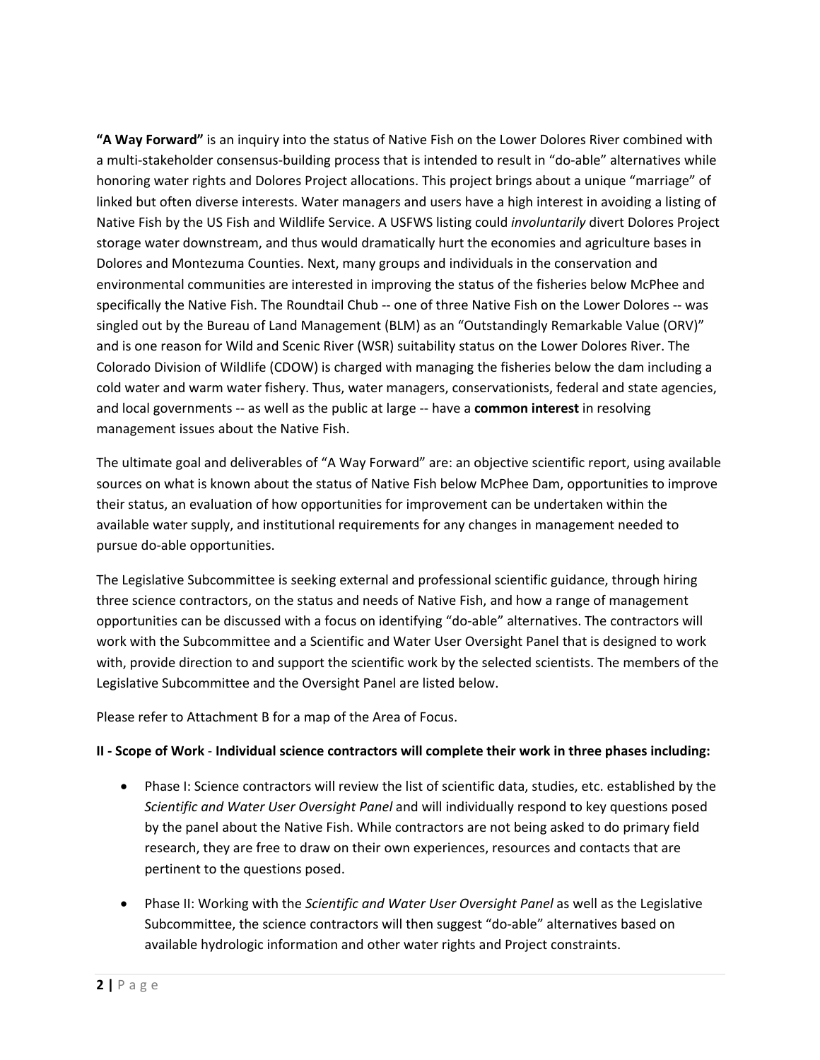**"A Way Forward"** is an inquiry into the status of Native Fish on the Lower Dolores River combined with a multi-stakeholder consensus-building process that is intended to result in "do-able" alternatives while honoring water rights and Dolores Project allocations. This project brings about a unique "marriage" of linked but often diverse interests. Water managers and users have a high interest in avoiding a listing of Native Fish by the US Fish and Wildlife Service. A USFWS listing could *involuntarily* divert Dolores Project storage water downstream, and thus would dramatically hurt the economies and agriculture bases in Dolores and Montezuma Counties. Next, many groups and individuals in the conservation and environmental communities are interested in improving the status of the fisheries below McPhee and specifically the Native Fish. The Roundtail Chub -- one of three Native Fish on the Lower Dolores -- was singled out by the Bureau of Land Management (BLM) as an "Outstandingly Remarkable Value (ORV)" and is one reason for Wild and Scenic River (WSR) suitability status on the Lower Dolores River. The Colorado Division of Wildlife (CDOW) is charged with managing the fisheries below the dam including a cold water and warm water fishery. Thus, water managers, conservationists, federal and state agencies, and local governments -- as well as the public at large -- have a **common interest** in resolving management issues about the Native Fish.

The ultimate goal and deliverables of "A Way Forward" are: an objective scientific report, using available sources on what is known about the status of Native Fish below McPhee Dam, opportunities to improve their status, an evaluation of how opportunities for improvement can be undertaken within the available water supply, and institutional requirements for any changes in management needed to pursue do-able opportunities.

The Legislative Subcommittee is seeking external and professional scientific guidance, through hiring three science contractors, on the status and needs of Native Fish, and how a range of management opportunities can be discussed with a focus on identifying "do-able" alternatives. The contractors will work with the Subcommittee and a Scientific and Water User Oversight Panel that is designed to work with, provide direction to and support the scientific work by the selected scientists. The members of the Legislative Subcommittee and the Oversight Panel are listed below.

Please refer to Attachment B for a map of the Area of Focus.

**II - Scope of Work** - **Individual science contractors will complete their work in three phases including:**

- Phase I: Science contractors will review the list of scientific data, studies, etc. established by the *Scientific and Water User Oversight Panel* and will individually respond to key questions posed by the panel about the Native Fish. While contractors are not being asked to do primary field research, they are free to draw on their own experiences, resources and contacts that are pertinent to the questions posed.

- Phase II: Working with the *Scientific and Water User Oversight Panel* as well as the Legislative Subcommittee, the science contractors will then suggest "do-able" alternatives based on available hydrologic information and other water rights and Project constraints.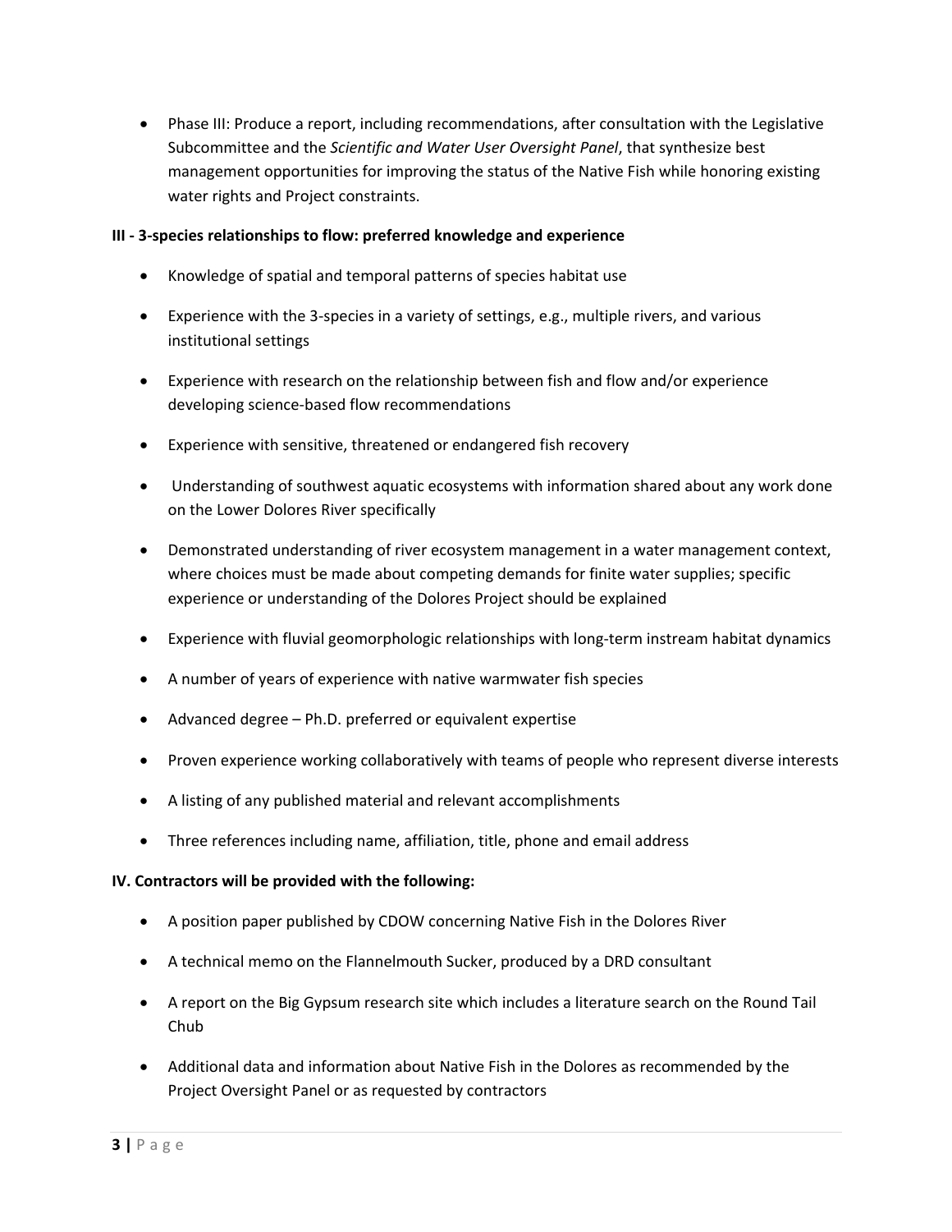- Phase III: Produce a report, including recommendations, after consultation with the Legislative Subcommittee and the *Scientific and Water User Oversight Panel*, that synthesize best management opportunities for improving the status of the Native Fish while honoring existing water rights and Project constraints.

**III - 3-species relationships to flow: preferred knowledge and experience**

- Knowledge of spatial and temporal patterns of species habitat use
- Experience with the 3-species in a variety of settings, e.g., multiple rivers, and various institutional settings
- Experience with research on the relationship between fish and flow and/or experience developing science-based flow recommendations
- Experience with sensitive, threatened or endangered fish recovery
- Understanding of southwest aquatic ecosystems with information shared about any work done on the Lower Dolores River specifically
- Demonstrated understanding of river ecosystem management in a water management context, where choices must be made about competing demands for finite water supplies; specific experience or understanding of the Dolores Project should be explained
- Experience with fluvial geomorphologic relationships with long-term instream habitat dynamics
- A number of years of experience with native warmwater fish species
- Advanced degree – Ph.D. preferred or equivalent expertise
- Proven experience working collaboratively with teams of people who represent diverse interests
- A listing of any published material and relevant accomplishments
- Three references including name, affiliation, title, phone and email address

**IV. Contractors will be provided with the following:**

- A position paper published by CDOW concerning Native Fish in the Dolores River
- A technical memo on the Flannelmouth Sucker, produced by a DRD consultant
- A report on the Big Gypsum research site which includes a literature search on the Round Tail Chub
- Additional data and information about Native Fish in the Dolores as recommended by the Project Oversight Panel or as requested by contractors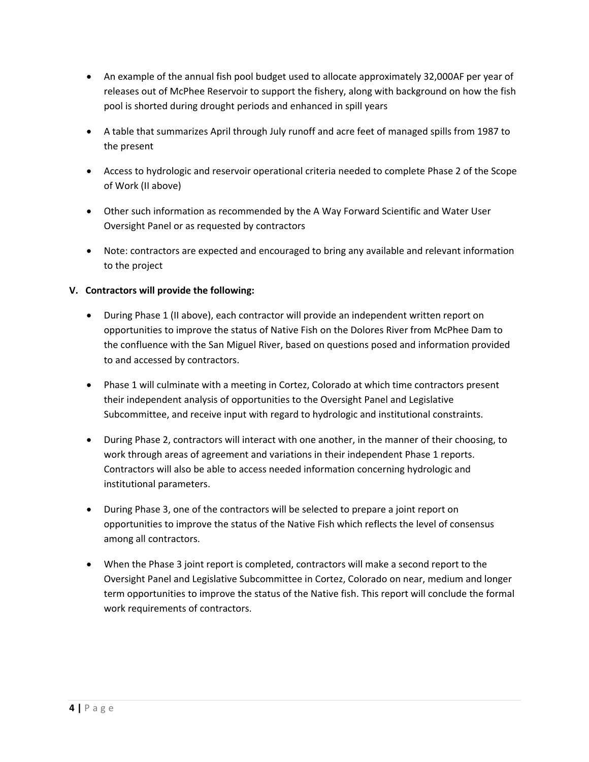- An example of the annual fish pool budget used to allocate approximately 32,000AF per year of releases out of McPhee Reservoir to support the fishery, along with background on how the fish pool is shorted during drought periods and enhanced in spill years
- A table that summarizes April through July runoff and acre feet of managed spills from 1987 to the present
- Access to hydrologic and reservoir operational criteria needed to complete Phase 2 of the Scope of Work (II above)
- Other such information as recommended by the A Way Forward Scientific and Water User Oversight Panel or as requested by contractors
- Note: contractors are expected and encouraged to bring any available and relevant information to the project

**V. Contractors will provide the following:**

- During Phase 1 (II above), each contractor will provide an independent written report on opportunities to improve the status of Native Fish on the Dolores River from McPhee Dam to the confluence with the San Miguel River, based on questions posed and information provided to and accessed by contractors.
- Phase 1 will culminate with a meeting in Cortez, Colorado at which time contractors present their independent analysis of opportunities to the Oversight Panel and Legislative Subcommittee, and receive input with regard to hydrologic and institutional constraints.
- During Phase 2, contractors will interact with one another, in the manner of their choosing, to work through areas of agreement and variations in their independent Phase 1 reports. Contractors will also be able to access needed information concerning hydrologic and institutional parameters.
- During Phase 3, one of the contractors will be selected to prepare a joint report on opportunities to improve the status of the Native Fish which reflects the level of consensus among all contractors.
- When the Phase 3 joint report is completed, contractors will make a second report to the Oversight Panel and Legislative Subcommittee in Cortez, Colorado on near, medium and longer term opportunities to improve the status of the Native fish. This report will conclude the formal work requirements of contractors.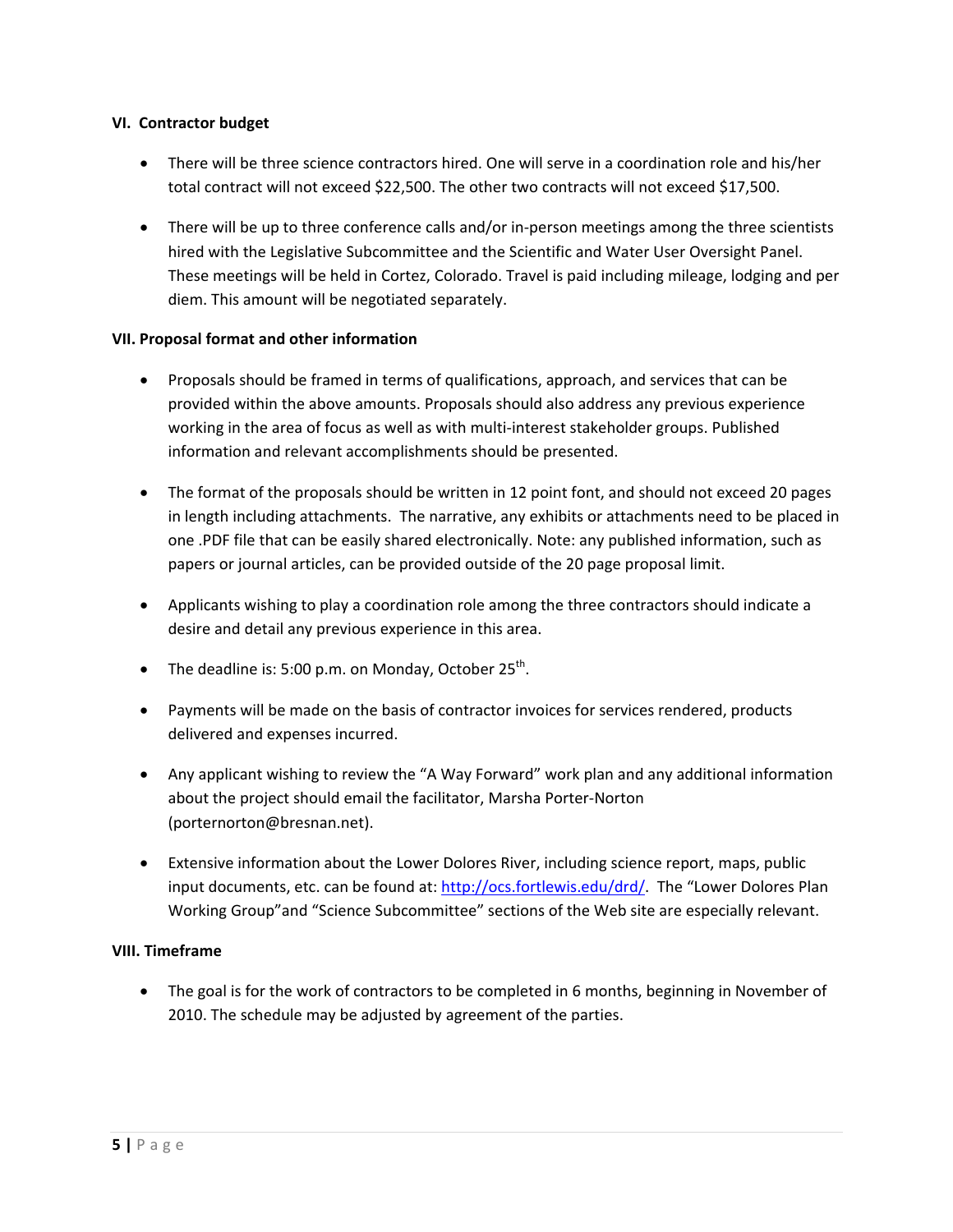## VI. Contractor budget

- There will be three science contractors hired. One will serve in a coordination role and his/her total contract will not exceed $22,500. The other two contracts will not exceed $17,500.
- There will be up to three conference calls and/or in-person meetings among the three scientists hired with the Legislative Subcommittee and the Scientific and Water User Oversight Panel. These meetings will be held in Cortez, Colorado. Travel is paid including mileage, lodging and per diem. This amount will be negotiated separately.

## VII. Proposal format and other information

- Proposals should be framed in terms of qualifications, approach, and services that can be provided within the above amounts. Proposals should also address any previous experience working in the area of focus as well as with multi-interest stakeholder groups. Published information and relevant accomplishments should be presented.
- The format of the proposals should be written in 12 point font, and should not exceed 20 pages in length including attachments. The narrative, any exhibits or attachments need to be placed in one .PDF file that can be easily shared electronically. Note: any published information, such as papers or journal articles, can be provided outside of the 20 page proposal limit.
- Applicants wishing to play a coordination role among the three contractors should indicate a desire and detail any previous experience in this area.
- The deadline is: 5:00 p.m. on Monday, October 25th.
- Payments will be made on the basis of contractor invoices for services rendered, products delivered and expenses incurred.
- Any applicant wishing to review the "A Way Forward" work plan and any additional information about the project should email the facilitator, Marsha Porter-Norton (porternorton@bresnan.net).
- Extensive information about the Lower Dolores River, including science report, maps, public input documents, etc. can be found at: http://ocs.fortlewis.edu/drd/. The "Lower Dolores Plan Working Group"and "Science Subcommittee" sections of the Web site are especially relevant.

## VIII. Timeframe

- The goal is for the work of contractors to be completed in 6 months, beginning in November of 2010. The schedule may be adjusted by agreement of the parties.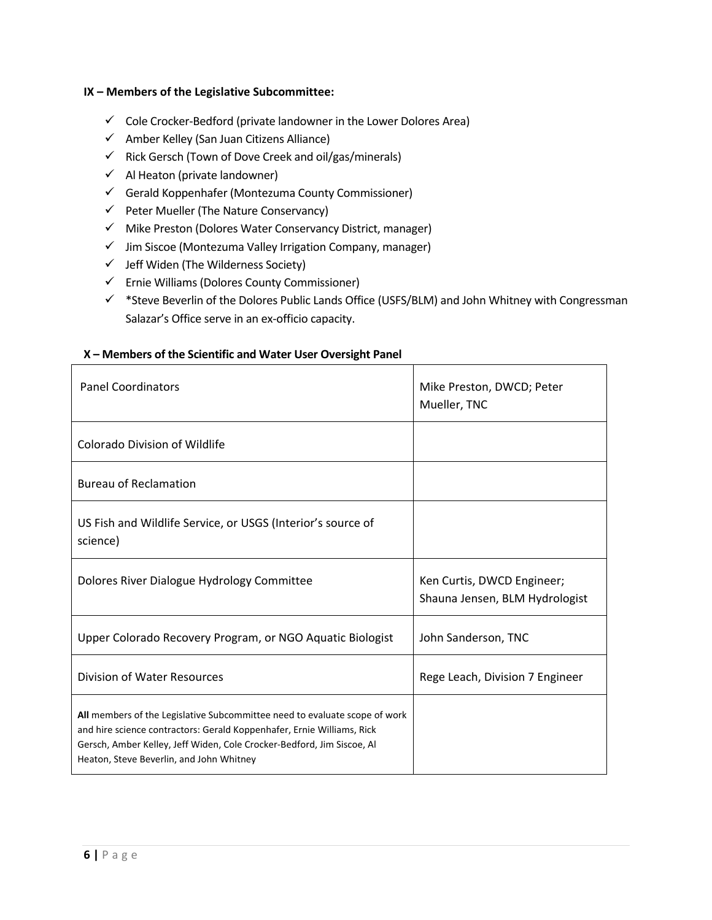**IX – Members of the Legislative Subcommittee:**

- ✓ Cole Crocker-Bedford (private landowner in the Lower Dolores Area)
- ✓ Amber Kelley (San Juan Citizens Alliance)
- ✓ Rick Gersch (Town of Dove Creek and oil/gas/minerals)
- ✓ Al Heaton (private landowner)
- ✓ Gerald Koppenhafer (Montezuma County Commissioner)
- ✓ Peter Mueller (The Nature Conservancy)
- ✓ Mike Preston (Dolores Water Conservancy District, manager)
- ✓ Jim Siscoe (Montezuma Valley Irrigation Company, manager)
- ✓ Jeff Widen (The Wilderness Society)
- ✓ Ernie Williams (Dolores County Commissioner)
- ✓ *Steve Beverlin of the Dolores Public Lands Office (USFS/BLM) and John Whitney with Congressman Salazar's Office serve in an ex-officio capacity.

**X – Members of the Scientific and Water User Oversight Panel**

| | |
|---|---|
| Panel Coordinators | Mike Preston, DWCD; Peter Mueller, TNC |
| Colorado Division of Wildlife | |
| Bureau of Reclamation | |
| US Fish and Wildlife Service, or USGS (Interior's source of science) | |
| Dolores River Dialogue Hydrology Committee | Ken Curtis, DWCD Engineer; Shauna Jensen, BLM Hydrologist |
| Upper Colorado Recovery Program, or NGO Aquatic Biologist | John Sanderson, TNC |
| Division of Water Resources | Rege Leach, Division 7 Engineer |
| **All** members of the Legislative Subcommittee need to evaluate scope of work and hire science contractors: Gerald Koppenhafer, Ernie Williams, Rick Gersch, Amber Kelley, Jeff Widen, Cole Crocker-Bedford, Jim Siscoe, Al Heaton, Steve Beverlin, and John Whitney | |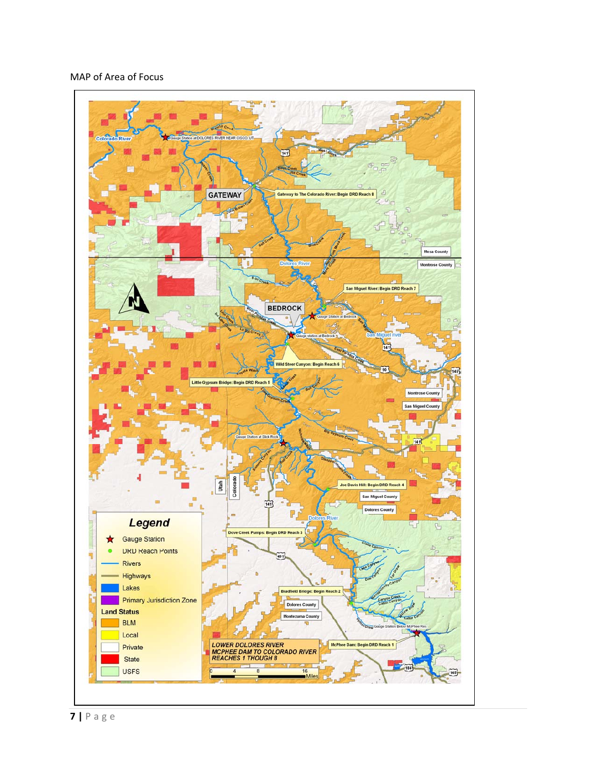MAP of Area of Focus

Colorado River

Gauge Station at DOLORES RIVER NEAR CISCO, UT

GATEWAY

Gateway to The Colorado River: Begin DRD Reach 8

Mesa County

Montrose County

Dolores River

San Miguel River: Begin DRD Reach 7

BEDROCK

Gauge Station at Bedrock

Gauge station at Bedrock

San Miguel river

Wild Steer Canyon: Begin Reach 6

Little Gypsum Bridge: Begin DRD Reach 5

Montrose County

San Miguel County

Gauge Station at Slick Rock

Utah

Colorado

Joe Davis Hill: Begin DRD Reach 4

San Miguel County

Dolores County

Dolores River

Dove Creek Pumps: Begin DRD Reach 3

Bradfield Bridge: Begin Reach 2

Dolores County

Montezuma County

Gauge Station Below McPhee Res

McPhee Dam: Begin DRD Reach 1

LOWER DOLORES RIVER
MCPHEE DAM TO COLORADO RIVER
REACHES 1 THOUGH 8

0 4 8 16 Miles

Legend

Gauge Station

DRD Reach Points

Rivers

Highways

Lakes

Primary Jurisdiction Zone

Land Status

BLM

Local

Private

State

USFS